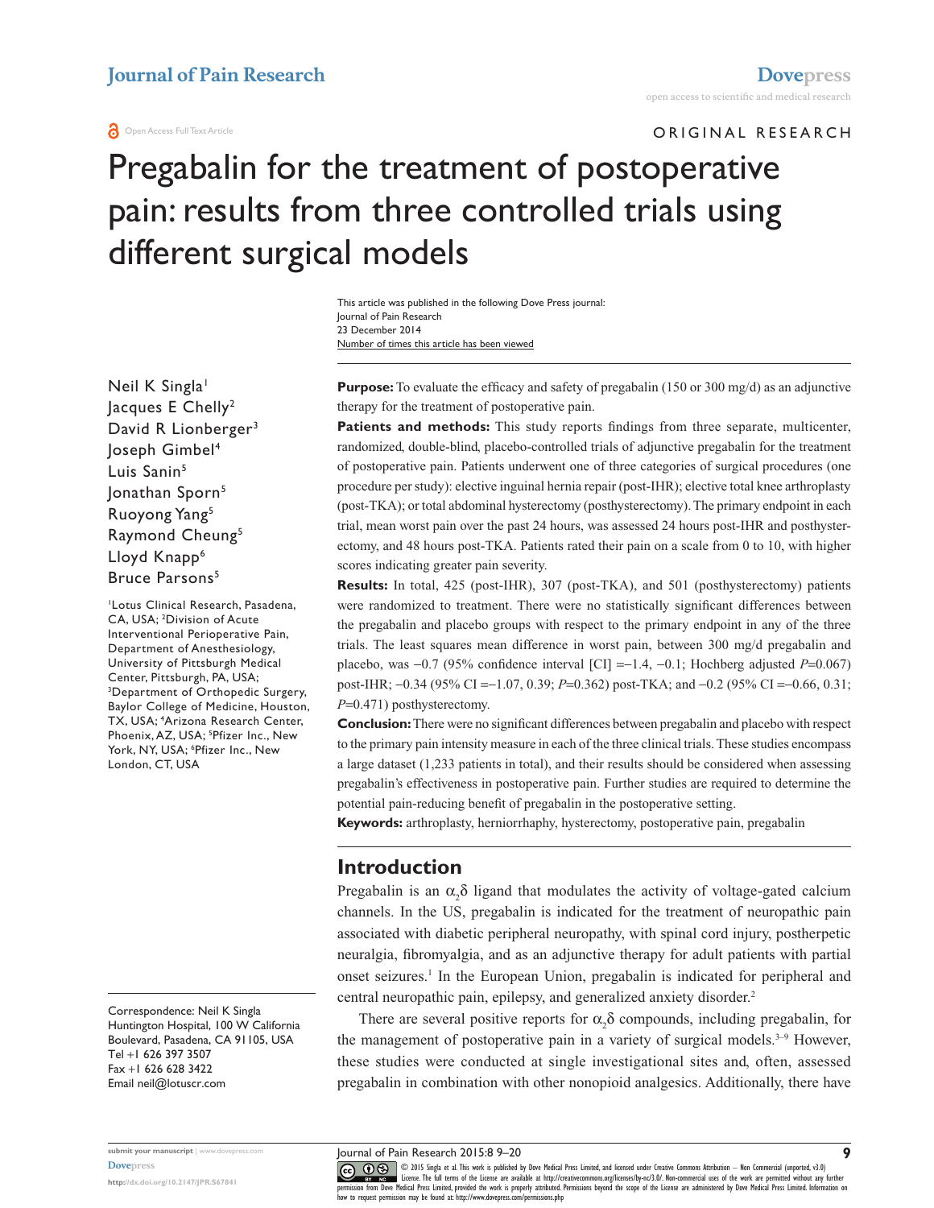Journal of Pain Research

Dovepress

open access to scientific and medical research

Open Access Full Text Article

ORIGINAL RESEARCH

# Pregabalin for the treatment of postoperative pain: results from three controlled trials using different surgical models

This article was published in the following Dove Press journal:
Journal of Pain Research
23 December 2014
Number of times this article has been viewed

Neil K Singla[1]
Jacques E Chelly[2]
David R Lionberger[3]
Joseph Gimbel[4]
Luis Sanin[5]
Jonathan Sporn[5]
Ruoyong Yang[5]
Raymond Cheung[5]
Lloyd Knapp[6]
Bruce Parsons[5]

[1]Lotus Clinical Research, Pasadena, CA, USA; [2]Division of Acute Interventional Perioperative Pain, Department of Anesthesiology, University of Pittsburgh Medical Center, Pittsburgh, PA, USA; [3]Department of Orthopedic Surgery, Baylor College of Medicine, Houston, TX, USA; [4]Arizona Research Center, Phoenix, AZ, USA; [5]Pfizer Inc., New York, NY, USA; [6]Pfizer Inc., New London, CT, USA

Correspondence: Neil K Singla
Huntington Hospital, 100 W California Boulevard, Pasadena, CA 91105, USA
Tel +1 626 397 3507
Fax +1 626 628 3422
Email neil@lotuscr.com

**Purpose:** To evaluate the efficacy and safety of pregabalin (150 or 300 mg/d) as an adjunctive therapy for the treatment of postoperative pain.

**Patients and methods:** This study reports findings from three separate, multicenter, randomized, double-blind, placebo-controlled trials of adjunctive pregabalin for the treatment of postoperative pain. Patients underwent one of three categories of surgical procedures (one procedure per study): elective inguinal hernia repair (post-IHR); elective total knee arthroplasty (post-TKA); or total abdominal hysterectomy (posthysterectomy). The primary endpoint in each trial, mean worst pain over the past 24 hours, was assessed 24 hours post-IHR and posthysterectomy, and 48 hours post-TKA. Patients rated their pain on a scale from 0 to 10, with higher scores indicating greater pain severity.

**Results:** In total, 425 (post-IHR), 307 (post-TKA), and 501 (posthysterectomy) patients were randomized to treatment. There were no statistically significant differences between the pregabalin and placebo groups with respect to the primary endpoint in any of the three trials. The least squares mean difference in worst pain, between 300 mg/d pregabalin and placebo, was −0.7 (95% confidence interval [CI] =−1.4, −0.1; Hochberg adjusted $P$=0.067) post-IHR; −0.34 (95% CI =−1.07, 0.39; $P$=0.362) post-TKA; and −0.2 (95% CI =−0.66, 0.31; $P$=0.471) posthysterectomy.

**Conclusion:** There were no significant differences between pregabalin and placebo with respect to the primary pain intensity measure in each of the three clinical trials. These studies encompass a large dataset (1,233 patients in total), and their results should be considered when assessing pregabalin's effectiveness in postoperative pain. Further studies are required to determine the potential pain-reducing benefit of pregabalin in the postoperative setting.

**Keywords:** arthroplasty, herniorrhaphy, hysterectomy, postoperative pain, pregabalin

## Introduction

Pregabalin is an $\alpha_2\delta$ ligand that modulates the activity of voltage-gated calcium channels. In the US, pregabalin is indicated for the treatment of neuropathic pain associated with diabetic peripheral neuropathy, with spinal cord injury, postherpetic neuralgia, fibromyalgia, and as an adjunctive therapy for adult patients with partial onset seizures.[1] In the European Union, pregabalin is indicated for peripheral and central neuropathic pain, epilepsy, and generalized anxiety disorder.[2]

There are several positive reports for $\alpha_2\delta$ compounds, including pregabalin, for the management of postoperative pain in a variety of surgical models.[3–9] However, these studies were conducted at single investigational sites and, often, assessed pregabalin in combination with other nonopioid analgesics. Additionally, there have

submit your manuscript | www.dovepress.com
Dovepress
http://dx.doi.org/10.2147/JPR.S67841

© 2015 Singla et al. This work is published by Dove Medical Press Limited, and licensed under Creative Commons Attribution – Non Commercial (unported, v3.0) License. The full terms of the License are available at http://creativecommons.org/licenses/by-nc/3.0/. Non-commercial uses of the work are permitted without any further permission from Dove Medical Press Limited, provided the work is properly attributed. Permissions beyond the scope of the License are administered by Dove Medical Press Limited. Information on how to request permission may be found at: http://www.dovepress.com/permissions.php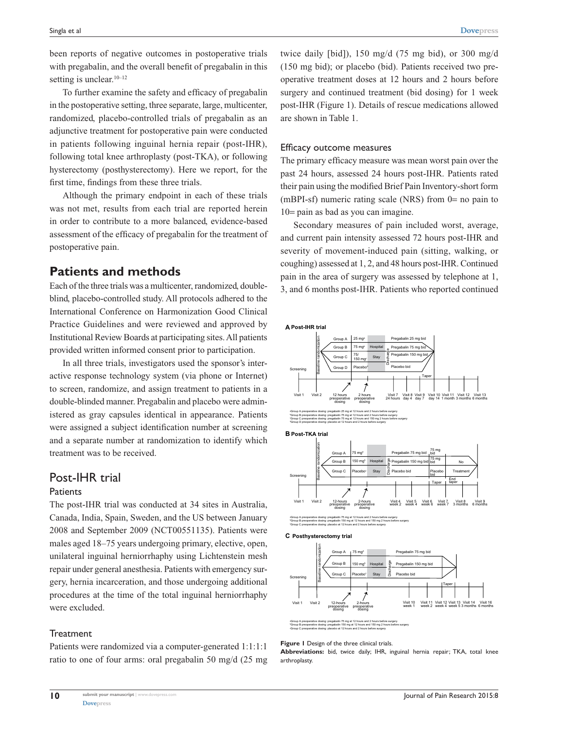been reports of negative outcomes in postoperative trials with pregabalin, and the overall benefit of pregabalin in this setting is unclear.[10–12]

To further examine the safety and efficacy of pregabalin in the postoperative setting, three separate, large, multicenter, randomized, placebo-controlled trials of pregabalin as an adjunctive treatment for postoperative pain were conducted in patients following inguinal hernia repair (post-IHR), following total knee arthroplasty (post-TKA), or following hysterectomy (posthysterectomy). Here we report, for the first time, findings from these three trials.

Although the primary endpoint in each of these trials was not met, results from each trial are reported herein in order to contribute to a more balanced, evidence-based assessment of the efficacy of pregabalin for the treatment of postoperative pain.

## Patients and methods

Each of the three trials was a multicenter, randomized, double-blind, placebo-controlled study. All protocols adhered to the International Conference on Harmonization Good Clinical Practice Guidelines and were reviewed and approved by Institutional Review Boards at participating sites. All patients provided written informed consent prior to participation.

In all three trials, investigators used the sponsor's interactive response technology system (via phone or Internet) to screen, randomize, and assign treatment to patients in a double-blinded manner. Pregabalin and placebo were administered as gray capsules identical in appearance. Patients were assigned a subject identification number at screening and a separate number at randomization to identify which treatment was to be received.

## Post-IHR trial

### Patients

The post-IHR trial was conducted at 34 sites in Australia, Canada, India, Spain, Sweden, and the US between January 2008 and September 2009 (NCT00551135). Patients were males aged 18–75 years undergoing primary, elective, open, unilateral inguinal herniorrhaphy using Lichtenstein mesh repair under general anesthesia. Patients with emergency surgery, hernia incarceration, and those undergoing additional procedures at the time of the total inguinal herniorrhaphy were excluded.

### Treatment

Patients were randomized via a computer-generated 1:1:1:1 ratio to one of four arms: oral pregabalin 50 mg/d (25 mg twice daily [bid]), 150 mg/d (75 mg bid), or 300 mg/d (150 mg bid); or placebo (bid). Patients received two preoperative treatment doses at 12 hours and 2 hours before surgery and continued treatment (bid dosing) for 1 week post-IHR (Figure 1). Details of rescue medications allowed are shown in Table 1.

### Efficacy outcome measures

The primary efficacy measure was mean worst pain over the past 24 hours, assessed 24 hours post-IHR. Patients rated their pain using the modified Brief Pain Inventory-short form (mBPI-sf) numeric rating scale (NRS) from 0= no pain to 10= pain as bad as you can imagine.

Secondary measures of pain included worst, average, and current pain intensity assessed 72 hours post-IHR and severity of movement-induced pain (sitting, walking, or coughing) assessed at 1, 2, and 48 hours post-IHR. Continued pain in the area of surgery was assessed by telephone at 1, 3, and 6 months post-IHR. Patients who reported continued

**A Post-IHR trial**

**B Post-TKA trial**

**C Posthysterectomy trial**

**Figure 1** Design of the three clinical trials.

**Abbreviations:** bid, twice daily; IHR, inguinal hernia repair; TKA, total knee arthroplasty.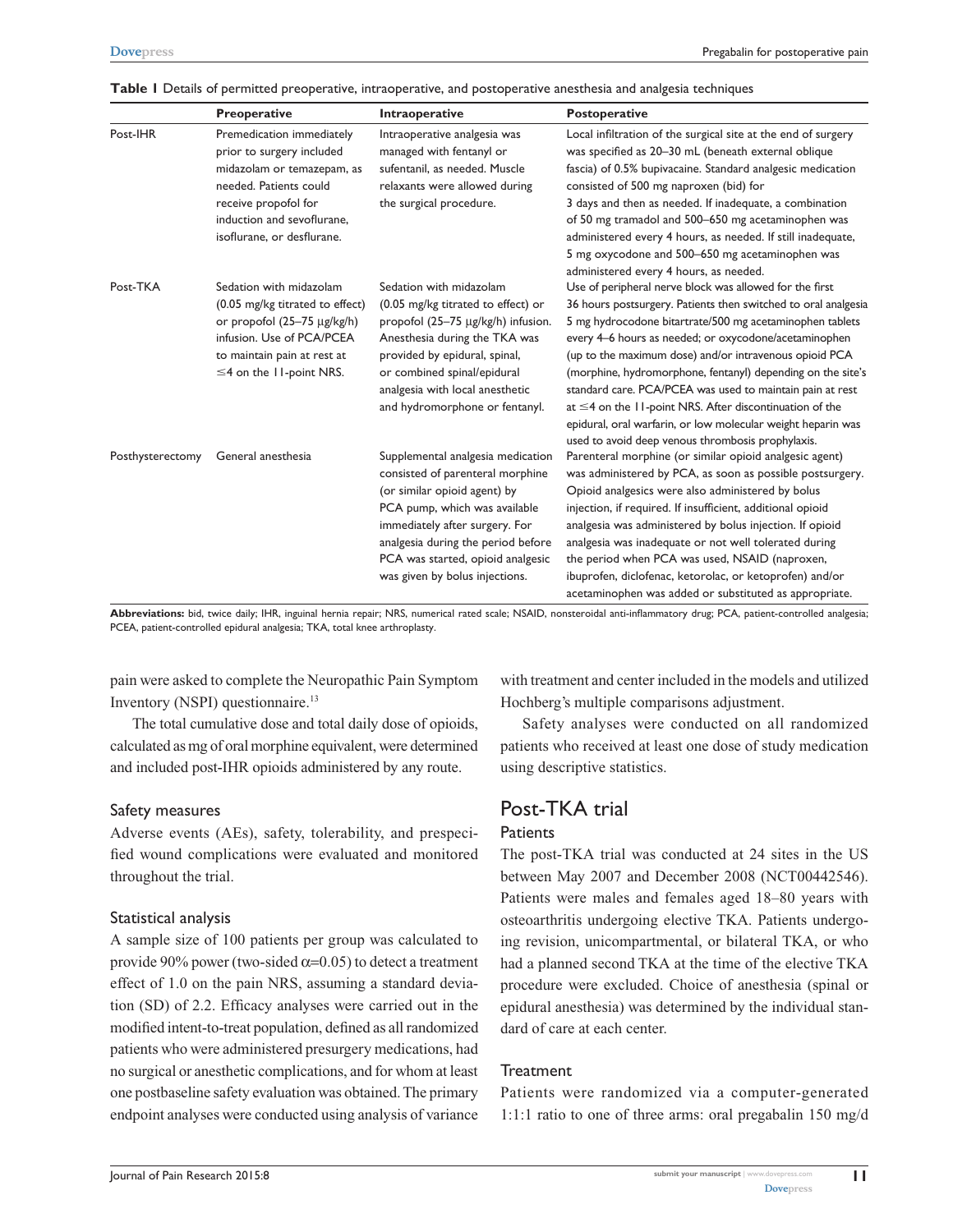**Table 1** Details of permitted preoperative, intraoperative, and postoperative anesthesia and analgesia techniques

| | Preoperative | Intraoperative | Postoperative |
|---|---|---|---|
| Post-IHR | Premedication immediately prior to surgery included midazolam or temazepam, as needed. Patients could receive propofol for induction and sevoflurane, isoflurane, or desflurane. | Intraoperative analgesia was managed with fentanyl or sufentanil, as needed. Muscle relaxants were allowed during the surgical procedure. | Local infiltration of the surgical site at the end of surgery was specified as 20–30 mL (beneath external oblique fascia) of 0.5% bupivacaine. Standard analgesic medication consisted of 500 mg naproxen (bid) for 3 days and then as needed. If inadequate, a combination of 50 mg tramadol and 500–650 mg acetaminophen was administered every 4 hours, as needed. If still inadequate, 5 mg oxycodone and 500–650 mg acetaminophen was administered every 4 hours, as needed. |
| Post-TKA | Sedation with midazolam (0.05 mg/kg titrated to effect) or propofol (25–75 μg/kg/h) infusion. Use of PCA/PCEA to maintain pain at rest at ≤4 on the 11-point NRS. | Sedation with midazolam (0.05 mg/kg titrated to effect) or propofol (25–75 μg/kg/h) infusion. Anesthesia during the TKA was provided by epidural, spinal, or combined spinal/epidural analgesia with local anesthetic and hydromorphone or fentanyl. | Use of peripheral nerve block was allowed for the first 36 hours postsurgery. Patients then switched to oral analgesia 5 mg hydrocodone bitartrate/500 mg acetaminophen tablets every 4–6 hours as needed; or oxycodone/acetaminophen (up to the maximum dose) and/or intravenous opioid PCA (morphine, hydromorphone, fentanyl) depending on the site's standard care. PCA/PCEA was used to maintain pain at rest at ≤4 on the 11-point NRS. After discontinuation of the epidural, oral warfarin, or low molecular weight heparin was used to avoid deep venous thrombosis prophylaxis. |
| Posthysterectomy | General anesthesia | Supplemental analgesia medication consisted of parenteral morphine (or similar opioid agent) by PCA pump, which was available immediately after surgery. For analgesia during the period before PCA was started, opioid analgesic was given by bolus injections. | Parenteral morphine (or similar opioid analgesic agent) was administered by PCA, as soon as possible postsurgery. Opioid analgesics were also administered by bolus injection, if required. If insufficient, additional opioid analgesia was administered by bolus injection. If opioid analgesia was inadequate or not well tolerated during the period when PCA was used, NSAID (naproxen, ibuprofen, diclofenac, ketorolac, or ketoprofen) and/or acetaminophen was added or substituted as appropriate. |

**Abbreviations:** bid, twice daily; IHR, inguinal hernia repair; NRS, numerical rated scale; NSAID, nonsteroidal anti-inflammatory drug; PCA, patient-controlled analgesia; PCEA, patient-controlled epidural analgesia; TKA, total knee arthroplasty.

pain were asked to complete the Neuropathic Pain Symptom Inventory (NSPI) questionnaire.[13]

The total cumulative dose and total daily dose of opioids, calculated as mg of oral morphine equivalent, were determined and included post-IHR opioids administered by any route.

### Safety measures

Adverse events (AEs), safety, tolerability, and prespecified wound complications were evaluated and monitored throughout the trial.

### Statistical analysis

A sample size of 100 patients per group was calculated to provide 90% power (two-sided $\alpha$=0.05) to detect a treatment effect of 1.0 on the pain NRS, assuming a standard deviation (SD) of 2.2. Efficacy analyses were carried out in the modified intent-to-treat population, defined as all randomized patients who were administered presurgery medications, had no surgical or anesthetic complications, and for whom at least one postbaseline safety evaluation was obtained. The primary endpoint analyses were conducted using analysis of variance with treatment and center included in the models and utilized Hochberg's multiple comparisons adjustment.

Safety analyses were conducted on all randomized patients who received at least one dose of study medication using descriptive statistics.

## Post-TKA trial

### Patients

The post-TKA trial was conducted at 24 sites in the US between May 2007 and December 2008 (NCT00442546). Patients were males and females aged 18–80 years with osteoarthritis undergoing elective TKA. Patients undergoing revision, unicompartmental, or bilateral TKA, or who had a planned second TKA at the time of the elective TKA procedure were excluded. Choice of anesthesia (spinal or epidural anesthesia) was determined by the individual standard of care at each center.

### Treatment

Patients were randomized via a computer-generated 1:1:1 ratio to one of three arms: oral pregabalin 150 mg/d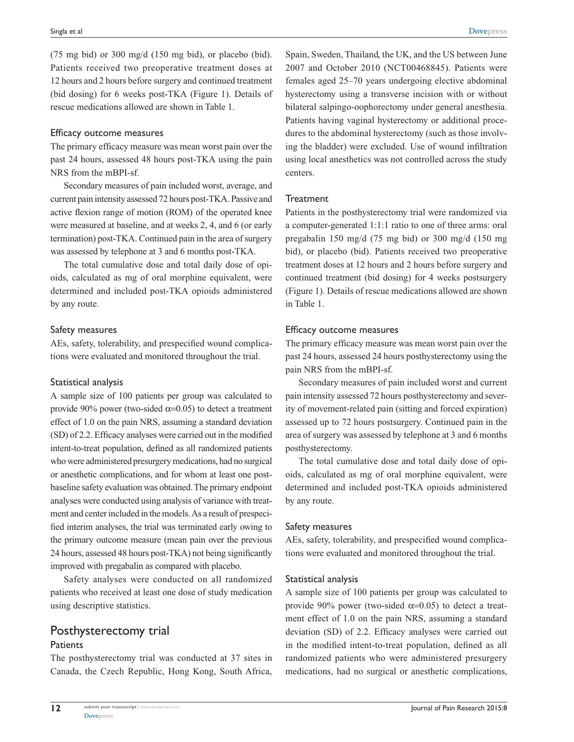(75 mg bid) or 300 mg/d (150 mg bid), or placebo (bid). Patients received two preoperative treatment doses at 12 hours and 2 hours before surgery and continued treatment (bid dosing) for 6 weeks post-TKA (Figure 1). Details of rescue medications allowed are shown in Table 1.

### Efficacy outcome measures

The primary efficacy measure was mean worst pain over the past 24 hours, assessed 48 hours post-TKA using the pain NRS from the mBPI-sf.

Secondary measures of pain included worst, average, and current pain intensity assessed 72 hours post-TKA. Passive and active flexion range of motion (ROM) of the operated knee were measured at baseline, and at weeks 2, 4, and 6 (or early termination) post-TKA. Continued pain in the area of surgery was assessed by telephone at 3 and 6 months post-TKA.

The total cumulative dose and total daily dose of opioids, calculated as mg of oral morphine equivalent, were determined and included post-TKA opioids administered by any route.

### Safety measures

AEs, safety, tolerability, and prespecified wound complications were evaluated and monitored throughout the trial.

### Statistical analysis

A sample size of 100 patients per group was calculated to provide 90% power (two-sided $\alpha$=0.05) to detect a treatment effect of 1.0 on the pain NRS, assuming a standard deviation (SD) of 2.2. Efficacy analyses were carried out in the modified intent-to-treat population, defined as all randomized patients who were administered presurgery medications, had no surgical or anesthetic complications, and for whom at least one post-baseline safety evaluation was obtained. The primary endpoint analyses were conducted using analysis of variance with treatment and center included in the models. As a result of prespecified interim analyses, the trial was terminated early owing to the primary outcome measure (mean pain over the previous 24 hours, assessed 48 hours post-TKA) not being significantly improved with pregabalin as compared with placebo.

Safety analyses were conducted on all randomized patients who received at least one dose of study medication using descriptive statistics.

## Posthysterectomy trial

### Patients

The posthysterectomy trial was conducted at 37 sites in Canada, the Czech Republic, Hong Kong, South Africa, Spain, Sweden, Thailand, the UK, and the US between June 2007 and October 2010 (NCT00468845). Patients were females aged 25–70 years undergoing elective abdominal hysterectomy using a transverse incision with or without bilateral salpingo-oophorectomy under general anesthesia. Patients having vaginal hysterectomy or additional procedures to the abdominal hysterectomy (such as those involving the bladder) were excluded. Use of wound infiltration using local anesthetics was not controlled across the study centers.

### Treatment

Patients in the posthysterectomy trial were randomized via a computer-generated 1:1:1 ratio to one of three arms: oral pregabalin 150 mg/d (75 mg bid) or 300 mg/d (150 mg bid), or placebo (bid). Patients received two preoperative treatment doses at 12 hours and 2 hours before surgery and continued treatment (bid dosing) for 4 weeks postsurgery (Figure 1). Details of rescue medications allowed are shown in Table 1.

### Efficacy outcome measures

The primary efficacy measure was mean worst pain over the past 24 hours, assessed 24 hours posthysterectomy using the pain NRS from the mBPI-sf.

Secondary measures of pain included worst and current pain intensity assessed 72 hours posthysterectomy and severity of movement-related pain (sitting and forced expiration) assessed up to 72 hours postsurgery. Continued pain in the area of surgery was assessed by telephone at 3 and 6 months posthysterectomy.

The total cumulative dose and total daily dose of opioids, calculated as mg of oral morphine equivalent, were determined and included post-TKA opioids administered by any route.

### Safety measures

AEs, safety, tolerability, and prespecified wound complications were evaluated and monitored throughout the trial.

### Statistical analysis

A sample size of 100 patients per group was calculated to provide 90% power (two-sided $\alpha$=0.05) to detect a treatment effect of 1.0 on the pain NRS, assuming a standard deviation (SD) of 2.2. Efficacy analyses were carried out in the modified intent-to-treat population, defined as all randomized patients who were administered presurgery medications, had no surgical or anesthetic complications,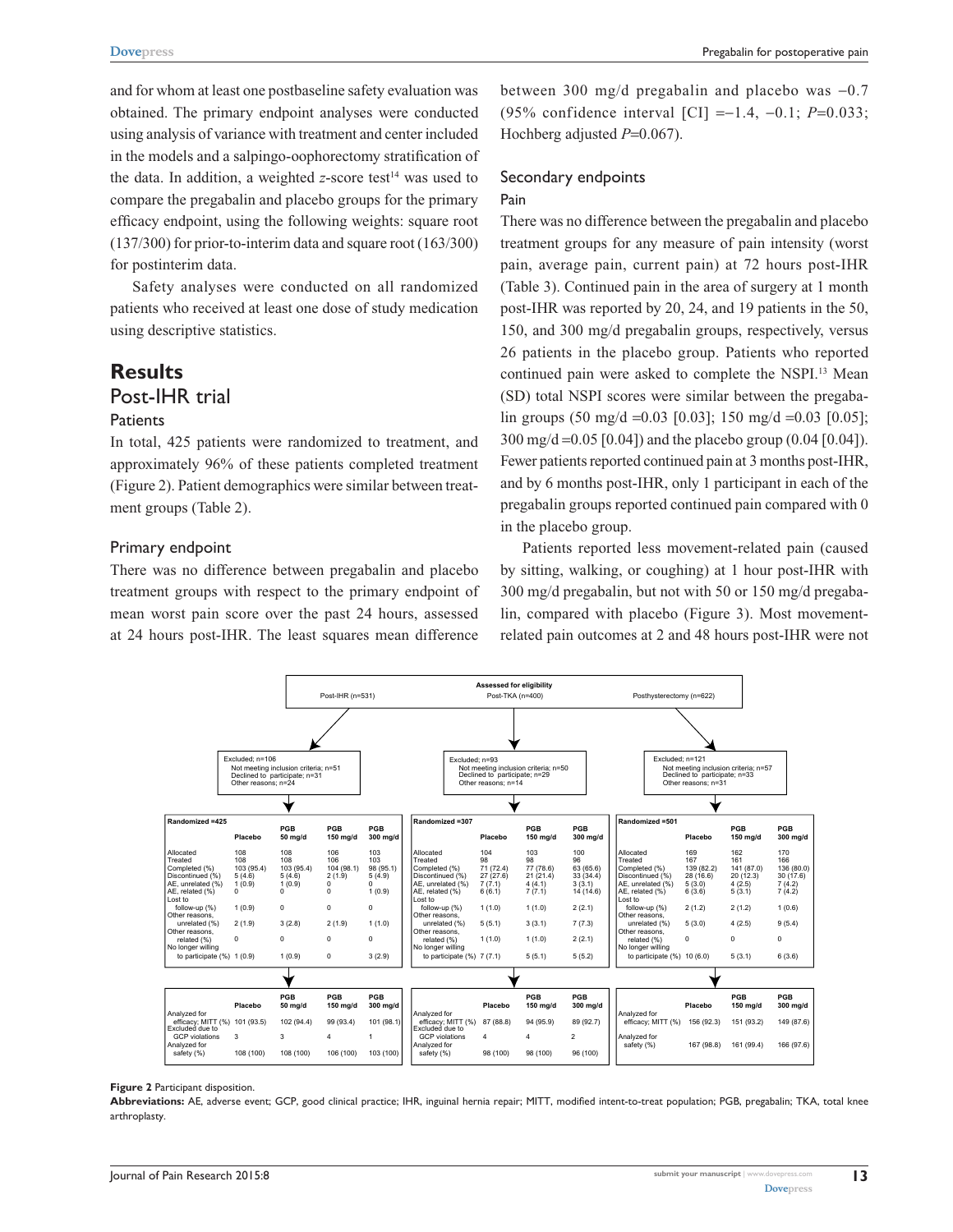and for whom at least one postbaseline safety evaluation was obtained. The primary endpoint analyses were conducted using analysis of variance with treatment and center included in the models and a salpingo-oophorectomy stratification of the data. In addition, a weighted $z$-score test[14] was used to compare the pregabalin and placebo groups for the primary efficacy endpoint, using the following weights: square root (137/300) for prior-to-interim data and square root (163/300) for postinterim data.

Safety analyses were conducted on all randomized patients who received at least one dose of study medication using descriptive statistics.

# Results

## Post-IHR trial

### Patients

In total, 425 patients were randomized to treatment, and approximately 96% of these patients completed treatment (Figure 2). Patient demographics were similar between treatment groups (Table 2).

### Primary endpoint

There was no difference between pregabalin and placebo treatment groups with respect to the primary endpoint of mean worst pain score over the past 24 hours, assessed at 24 hours post-IHR. The least squares mean difference between 300 mg/d pregabalin and placebo was −0.7 (95% confidence interval [CI] =−1.4, −0.1; $P$=0.033; Hochberg adjusted $P$=0.067).

### Secondary endpoints

#### Pain

There was no difference between the pregabalin and placebo treatment groups for any measure of pain intensity (worst pain, average pain, current pain) at 72 hours post-IHR (Table 3). Continued pain in the area of surgery at 1 month post-IHR was reported by 20, 24, and 19 patients in the 50, 150, and 300 mg/d pregabalin groups, respectively, versus 26 patients in the placebo group. Patients who reported continued pain were asked to complete the NSPI.[13] Mean (SD) total NSPI scores were similar between the pregabalin groups (50 mg/d =0.03 [0.03]; 150 mg/d =0.03 [0.05]; 300 mg/d =0.05 [0.04]) and the placebo group (0.04 [0.04]). Fewer patients reported continued pain at 3 months post-IHR, and by 6 months post-IHR, only 1 participant in each of the pregabalin groups reported continued pain compared with 0 in the placebo group.

Patients reported less movement-related pain (caused by sitting, walking, or coughing) at 1 hour post-IHR with 300 mg/d pregabalin, but not with 50 or 150 mg/d pregabalin, compared with placebo (Figure 3). Most movement-related pain outcomes at 2 and 48 hours post-IHR were not

**Assessed for eligibility**
Post-IHR (n=531) | Post-TKA (n=400) | Posthysterectomy (n=622)

Post-IHR — Excluded; n=106: Not meeting inclusion criteria; n=51; Declined to participate; n=31; Other reasons; n=24

Post-TKA — Excluded; n=93: Not meeting inclusion criteria; n=50; Declined to participate; n=29; Other reasons; n=14

Posthysterectomy — Excluded; n=121: Not meeting inclusion criteria; n=57; Declined to participate; n=33; Other reasons; n=31

| Randomized =425 | Placebo | PGB 50 mg/d | PGB 150 mg/d | PGB 300 mg/d |
|---|---|---|---|---|
| Allocated | 108 | 108 | 106 | 103 |
| Treated | 108 | 108 | 106 | 103 |
| Completed (%) | 103 (95.4) | 103 (95.4) | 104 (98.1) | 98 (95.1) |
| Discontinued (%) | 5 (4.6) | 5 (4.6) | 2 (1.9) | 5 (4.9) |
| AE, unrelated (%) | 1 (0.9) | 1 (0.9) | 0 | 0 |
| AE, related (%) | 0 | 0 | 0 | 1 (0.9) |
| Lost to follow-up (%) | 1 (0.9) | 0 | 0 | 0 |
| Other reasons, unrelated (%) | 2 (1.9) | 3 (2.8) | 2 (1.9) | 1 (1.0) |
| Other reasons, related (%) | 0 | 0 | 0 | 0 |
| No longer willing to participate (%) | 1 (0.9) | 1 (0.9) | 0 | 3 (2.9) |

| | Placebo | PGB 50 mg/d | PGB 150 mg/d | PGB 300 mg/d |
|---|---|---|---|---|
| Analyzed for efficacy; MITT (%) | 101 (93.5) | 102 (94.4) | 99 (93.4) | 101 (98.1) |
| Excluded due to GCP violations | 3 | 3 | 4 | 1 |
| Analyzed for safety (%) | 108 (100) | 108 (100) | 106 (100) | 103 (100) |

| Randomized =307 | Placebo | PGB 150 mg/d | PGB 300 mg/d |
|---|---|---|---|
| Allocated | 104 | 103 | 100 |
| Treated | 98 | 98 | 96 |
| Completed (%) | 71 (72.4) | 77 (78.6) | 63 (65.6) |
| Discontinued (%) | 27 (27.6) | 21 (21.4) | 33 (34.4) |
| AE, unrelated (%) | 7 (7.1) | 4 (4.1) | 3 (3.1) |
| AE, related (%) | 6 (6.1) | 7 (7.1) | 14 (14.6) |
| Lost to follow-up (%) | 1 (1.0) | 1 (1.0) | 2 (2.1) |
| Other reasons, unrelated (%) | 5 (5.1) | 3 (3.1) | 7 (7.3) |
| Other reasons, related (%) | 1 (1.0) | 1 (1.0) | 2 (2.1) |
| No longer willing to participate (%) | 7 (7.1) | 5 (5.1) | 5 (5.2) |

| | Placebo | PGB 150 mg/d | PGB 300 mg/d |
|---|---|---|---|
| Analyzed for efficacy; MITT (%) | 87 (88.8) | 94 (95.9) | 89 (92.7) |
| Excluded due to GCP violations | 4 | 4 | 2 |
| Analyzed for safety (%) | 98 (100) | 98 (100) | 96 (100) |

| Randomized =501 | Placebo | PGB 150 mg/d | PGB 300 mg/d |
|---|---|---|---|
| Allocated | 169 | 162 | 170 |
| Treated | 167 | 161 | 166 |
| Completed (%) | 139 (82.2) | 141 (87.0) | 136 (80.0) |
| Discontinued (%) | 28 (16.6) | 20 (12.3) | 30 (17.6) |
| AE, unrelated (%) | 5 (3.0) | 4 (2.5) | 7 (4.2) |
| AE, related (%) | 6 (3.6) | 5 (3.1) | 7 (4.2) |
| Lost to follow-up (%) | 2 (1.2) | 2 (1.2) | 1 (0.6) |
| Other reasons, unrelated (%) | 5 (3.0) | 4 (2.5) | 9 (5.4) |
| Other reasons, related (%) | 0 | 0 | 0 |
| No longer willing to participate (%) | 10 (6.0) | 5 (3.1) | 6 (3.6) |

| | Placebo | PGB 150 mg/d | PGB 300 mg/d |
|---|---|---|---|
| Analyzed for efficacy; MITT (%) | 156 (92.3) | 151 (93.2) | 149 (87.6) |
| Analyzed for safety (%) | 167 (98.8) | 161 (99.4) | 166 (97.6) |

**Figure 2** Participant disposition.

**Abbreviations:** AE, adverse event; GCP, good clinical practice; IHR, inguinal hernia repair; MITT, modified intent-to-treat population; PGB, pregabalin; TKA, total knee arthroplasty.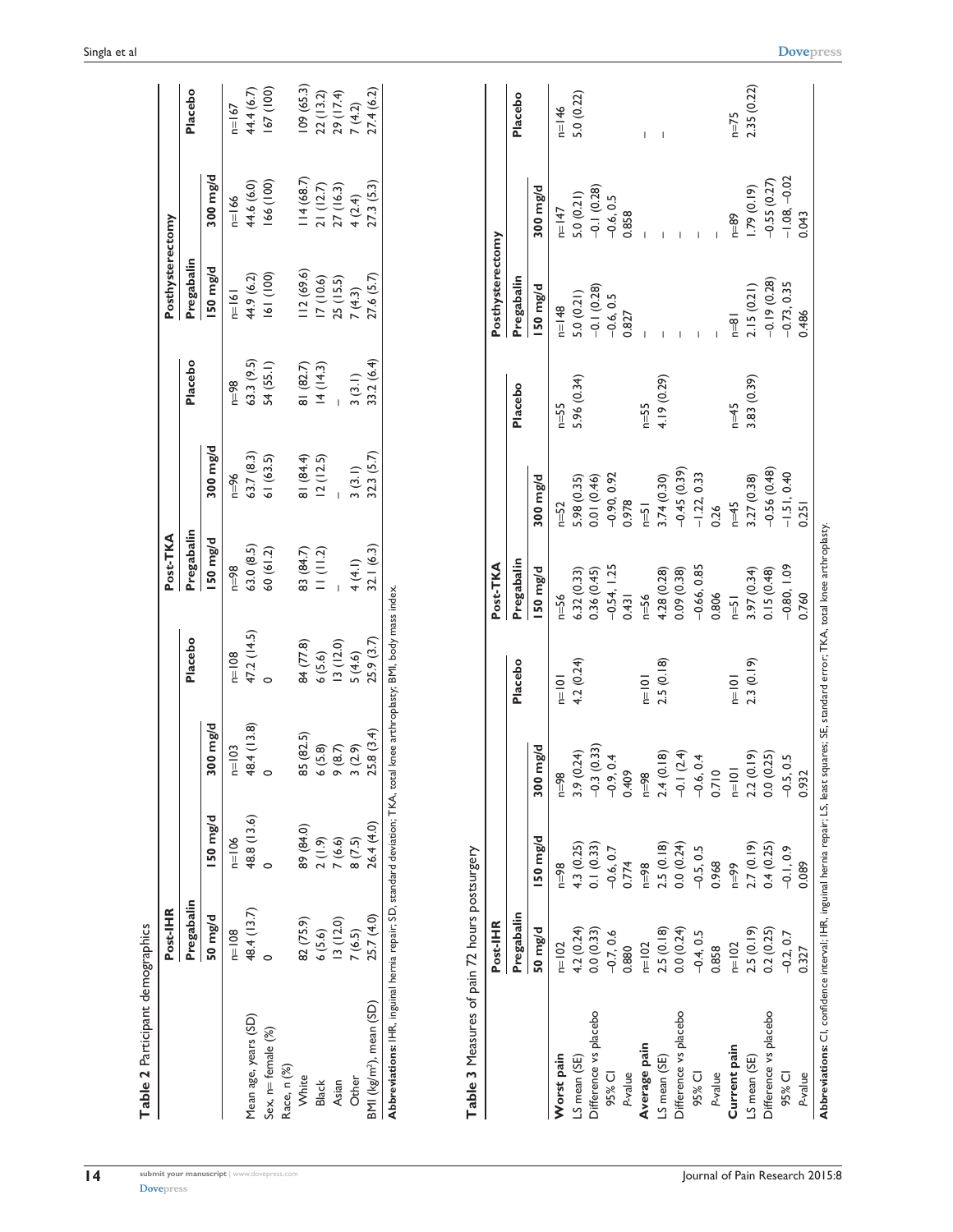**Table 2** Participant demographics

| | Post-IHR | | | Post-TKA | | | Posthysterectomy | | |
|---|---|---|---|---|---|---|---|---|---|
| | Pregabalin | | Placebo | Pregabalin | | Placebo | Pregabalin | | Placebo |
| | 50 mg/d | 150 mg/d | 300 mg/d | Placebo | 150 mg/d | 300 mg/d | Placebo | 150 mg/d | 300 mg/d | Placebo |

| | Post-IHR 50 mg/d | Post-IHR 150 mg/d | Post-IHR 300 mg/d | Post-IHR Placebo | Post-TKA 150 mg/d | Post-TKA 300 mg/d | Post-TKA Placebo | Posthysterectomy 150 mg/d | Posthysterectomy 300 mg/d | Posthysterectomy Placebo |
|---|---|---|---|---|---|---|---|---|---|---|
| | n=108 | n=106 | n=103 | n=108 | n=98 | n=96 | n=98 | n=161 | n=166 | n=167 |
| Mean age, years (SD) | 48.4 (13.7) | 48.8 (13.6) | 48.4 (13.8) | 47.2 (14.5) | 63.0 (8.5) | 63.7 (8.3) | 63.3 (9.5) | 44.9 (6.2) | 44.6 (6.0) | 44.4 (6.7) |
| Sex, n= female (%) | 0 | 0 | 0 | 0 | 60 (61.2) | 61 (63.5) | 54 (55.1) | 161 (100) | 166 (100) | 167 (100) |
| Race, n (%) | | | | | | | | | | |
| White | 82 (75.9) | 89 (84.0) | 85 (82.5) | 84 (77.8) | 83 (84.7) | 81 (84.4) | 81 (82.7) | 112 (69.6) | 114 (68.7) | 109 (65.3) |
| Black | 6 (5.6) | 2 (1.9) | 6 (5.8) | 6 (5.6) | 11 (11.2) | 12 (12.5) | 14 (14.3) | 17 (10.6) | 21 (12.7) | 22 (13.2) |
| Asian | 13 (12.0) | 7 (6.6) | 9 (8.7) | 13 (12.0) | – | – | – | 25 (15.5) | 27 (16.3) | 29 (17.4) |
| Other | 7 (6.5) | 8 (7.5) | 3 (2.9) | 5 (4.6) | 4 (4.1) | 3 (3.1) | 3 (3.1) | 7 (4.3) | 4 (2.4) | 7 (4.2) |
| BMI (kg/m²), mean (SD) | 25.7 (4.0) | 26.4 (4.0) | 25.8 (3.4) | 25.9 (3.7) | 32.1 (6.3) | 32.3 (5.7) | 33.2 (6.4) | 27.6 (5.7) | 27.3 (5.3) | 27.4 (6.2) |

**Abbreviations:** IHR, inguinal hernia repair; SD, standard deviation; TKA, total knee arthroplasty; BMI, body mass index.

**Table 3** Measures of pain 72 hours postsurgery

| | Post-IHR 50 mg/d | Post-IHR 150 mg/d | Post-IHR 300 mg/d | Post-IHR Placebo | Post-TKA 150 mg/d | Post-TKA 300 mg/d | Post-TKA Placebo | Posthysterectomy 150 mg/d | Posthysterectomy 300 mg/d | Posthysterectomy Placebo |
|---|---|---|---|---|---|---|---|---|---|---|
| **Worst pain** | n=102 | n=98 | n=98 | n=101 | n=56 | n=52 | n=55 | n=148 | n=147 | n=146 |
| LS mean (SE) | 4.2 (0.24) | 4.3 (0.25) | 3.9 (0.24) | 4.2 (0.24) | 6.32 (0.33) | 5.98 (0.35) | 5.96 (0.34) | 5.0 (0.21) | 5.0 (0.21) | 5.0 (0.22) |
| Difference vs placebo | 0.0 (0.33) | 0.1 (0.33) | –0.3 (0.33) | | 0.36 (0.45) | 0.01 (0.46) | | –0.1 (0.28) | –0.1 (0.28) | |
| 95% CI | –0.7, 0.6 | –0.6, 0.7 | –0.9, 0.4 | | –0.54, 1.25 | –0.90, 0.92 | | –0.6, 0.5 | –0.6, 0.5 | |
| P-value | 0.880 | 0.774 | 0.409 | | 0.431 | 0.978 | | 0.827 | 0.858 | |
| **Average pain** | n=102 | n=98 | n=98 | n=101 | n=56 | n=51 | n=55 | – | – | – |
| LS mean (SE) | 2.5 (0.18) | 2.5 (0.18) | 2.4 (0.18) | 2.5 (0.18) | 4.28 (0.28) | 3.74 (0.30) | 4.19 (0.29) | – | – | – |
| Difference vs placebo | 0.0 (0.24) | 0.0 (0.24) | –0.1 (2.4) | | 0.09 (0.38) | –0.45 (0.39) | | – | – | |
| 95% CI | –0.4, 0.5 | –0.5, 0.5 | –0.6, 0.4 | | –0.66, 0.85 | –1.22, 0.33 | | – | – | |
| P-value | 0.858 | 0.968 | 0.710 | | 0.806 | 0.26 | | – | – | |
| **Current pain** | n=102 | n=99 | n=101 | n=101 | n=51 | n=45 | n=45 | n=81 | n=89 | n=75 |
| LS mean (SE) | 2.5 (0.19) | 2.7 (0.19) | 2.2 (0.19) | 2.3 (0.19) | 3.97 (0.34) | 3.27 (0.38) | 3.83 (0.39) | 2.15 (0.21) | 1.79 (0.19) | 2.35 (0.22) |
| Difference vs placebo | 0.2 (0.25) | 0.4 (0.25) | 0.0 (0.25) | | 0.15 (0.48) | –0.56 (0.48) | | –0.19 (0.28) | –0.55 (0.27) | |
| 95% CI | –0.2, 0.7 | –0.1, 0.9 | –0.5, 0.5 | | –0.80, 1.09 | –1.51, 0.40 | | –0.73, 0.35 | –1.08, –0.02 | |
| P-value | 0.327 | 0.089 | 0.932 | | 0.760 | 0.251 | | 0.486 | 0.043 | |

**Abbreviations:** CI, confidence interval; IHR, inguinal hernia repair; LS, least squares; SE, standard error; TKA, total knee arthroplasty.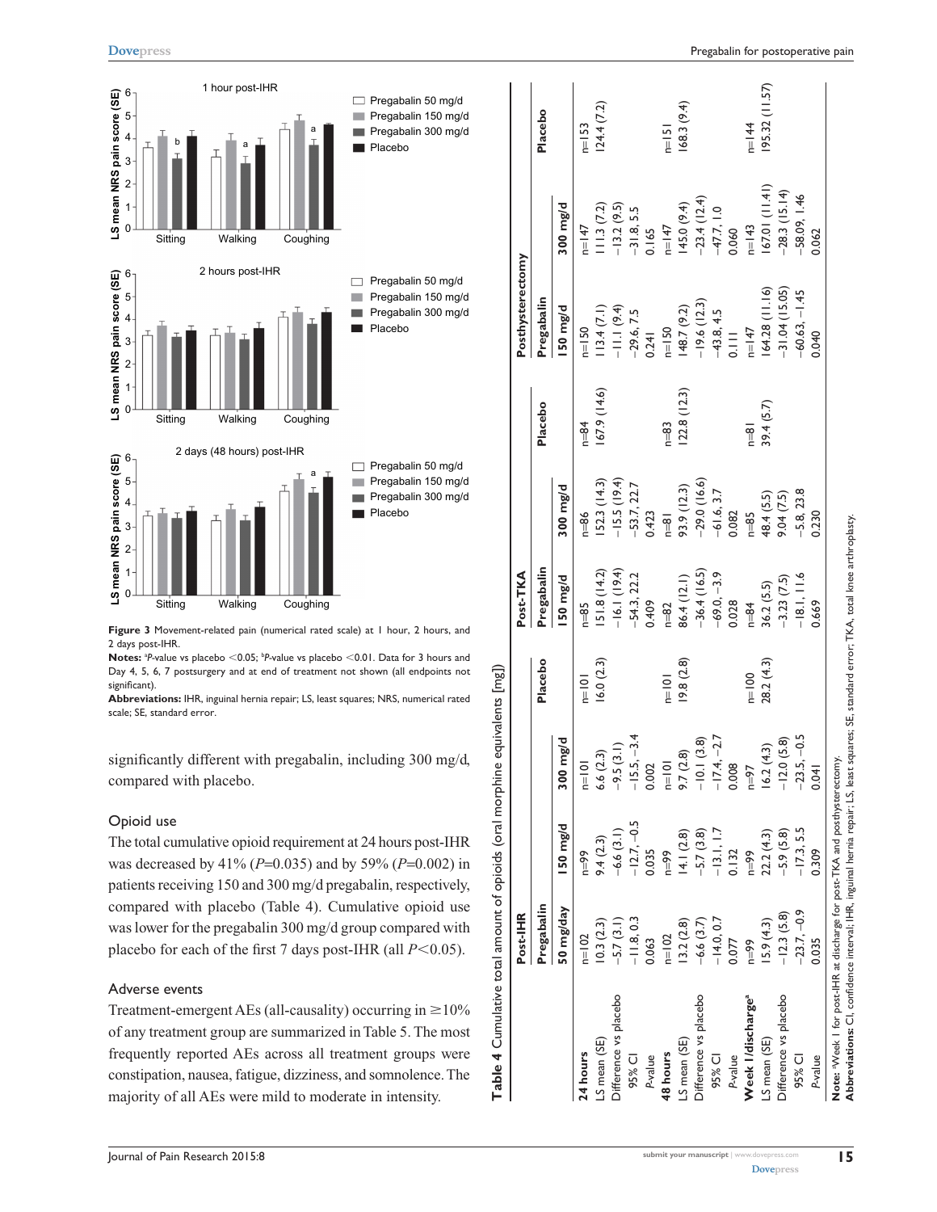Figure 3 Movement-related pain (numerical rated scale) at 1 hour, 2 hours, and 2 days post-IHR.

**Notes:** [a]*P*-value vs placebo <0.05; [b]*P*-value vs placebo <0.01. Data for 3 hours and Day 4, 5, 6, 7 postsurgery and at end of treatment not shown (all endpoints not significant).

**Abbreviations:** IHR, inguinal hernia repair; LS, least squares; NRS, numerical rated scale; SE, standard error.

significantly different with pregabalin, including 300 mg/d, compared with placebo.

### Opioid use

The total cumulative opioid requirement at 24 hours post-IHR was decreased by 41% ($P$=0.035) and by 59% ($P$=0.002) in patients receiving 150 and 300 mg/d pregabalin, respectively, compared with placebo (Table 4). Cumulative opioid use was lower for the pregabalin 300 mg/d group compared with placebo for each of the first 7 days post-IHR (all $P<0.05$).

### Adverse events

Treatment-emergent AEs (all-causality) occurring in ≥10% of any treatment group are summarized in Table 5. The most frequently reported AEs across all treatment groups were constipation, nausea, fatigue, dizziness, and somnolence. The majority of all AEs were mild to moderate in intensity.

**Table 4** Cumulative total amount of opioids (oral morphine equivalents [mg])

| | Post-IHR | | | | Post-TKA | | | Posthysterectomy | | |
|---|---|---|---|---|---|---|---|---|---|---|
| | Pregabalin | | | Placebo | Pregabalin | | Placebo | Pregabalin | | Placebo |
| | 50 mg/day | 150 mg/d | 300 mg/d | | 150 mg/d | 300 mg/d | | 150 mg/d | 300 mg/d | |
| **24 hours** | n=102 | n=99 | n=101 | n=101 | n=85 | n=86 | n=84 | n=150 | n=147 | n=153 |
| LS mean (SE) | 10.3 (2.3) | 9.4 (2.3) | 6.6 (2.3) | 16.0 (2.3) | 151.8 (14.2) | 152.3 (14.3) | 167.9 (14.6) | 113.4 (7.1) | 111.3 (7.2) | 124.4 (7.2) |
| Difference vs placebo | −5.7 (3.1) | −6.6 (3.1) | −9.5 (3.1) | | −16.1 (19.4) | −15.5 (19.4) | | −11.1 (9.4) | −13.2 (9.5) | |
| 95% CI | −11.8, 0.3 | −12.7, −0.5 | −15.5, −3.4 | | −54.3, 22.2 | −53.7, 22.7 | | −29.6, 7.5 | −31.8, 5.5 | |
| *P*-value | 0.063 | 0.035 | 0.002 | | 0.409 | 0.423 | | 0.241 | 0.165 | |
| **48 hours** | n=102 | n=99 | n=101 | n=101 | n=82 | n=81 | n=83 | n=150 | n=147 | n=151 |
| LS mean (SE) | 13.2 (2.8) | 14.1 (2.8) | 9.7 (2.8) | 19.8 (2.8) | 86.4 (12.1) | 93.9 (12.3) | 122.8 (12.3) | 148.7 (9.2) | 145.0 (9.4) | 168.3 (9.4) |
| Difference vs placebo | −6.6 (3.7) | −5.7 (3.8) | −10.1 (3.8) | | −36.4 (16.5) | −29.0 (16.6) | | −19.6 (12.3) | −23.4 (12.4) | |
| 95% CI | −14.0, 0.7 | −13.1, 1.7 | −17.4, −2.7 | | −69.0, −3.9 | −61.6, 3.7 | | −43.8, 4.5 | −47.7, 1.0 | |
| *P*-value | 0.077 | 0.132 | 0.008 | | 0.028 | 0.082 | | 0.111 | 0.060 | |
| **Week 1/discharge**[a] | n=99 | n=99 | n=97 | n=100 | n=84 | n=85 | n=81 | n=147 | n=143 | n=144 |
| LS mean (SE) | 15.9 (4.3) | 22.2 (4.3) | 16.2 (4.3) | 28.2 (4.3) | 36.2 (5.5) | 48.4 (5.5) | 39.4 (5.7) | 164.28 (11.16) | 167.01 (11.41) | 195.32 (11.57) |
| Difference vs placebo | −12.3 (5.8) | −5.9 (5.8) | −12.0 (5.8) | | −3.23 (7.5) | 9.04 (7.5) | | −31.04 (15.05) | −28.3 (15.14) | |
| 95% CI | −23.7, −0.9 | −17.3, 5.5 | −23.5, −0.5 | | −18.1, 11.6 | −5.8, 23.8 | | −60.63, −1.45 | −58.09, 1.46 | |
| *P*-value | 0.035 | 0.309 | 0.041 | | 0.669 | 0.230 | | 0.040 | 0.062 | |

**Note:** [a]Week 1 for post-IHR at discharge for post-TKA and posthysterectomy.

**Abbreviations:** CI, confidence interval; IHR, inguinal hernia repair; LS, least squares; SE, standard error; TKA, total knee arthroplasty.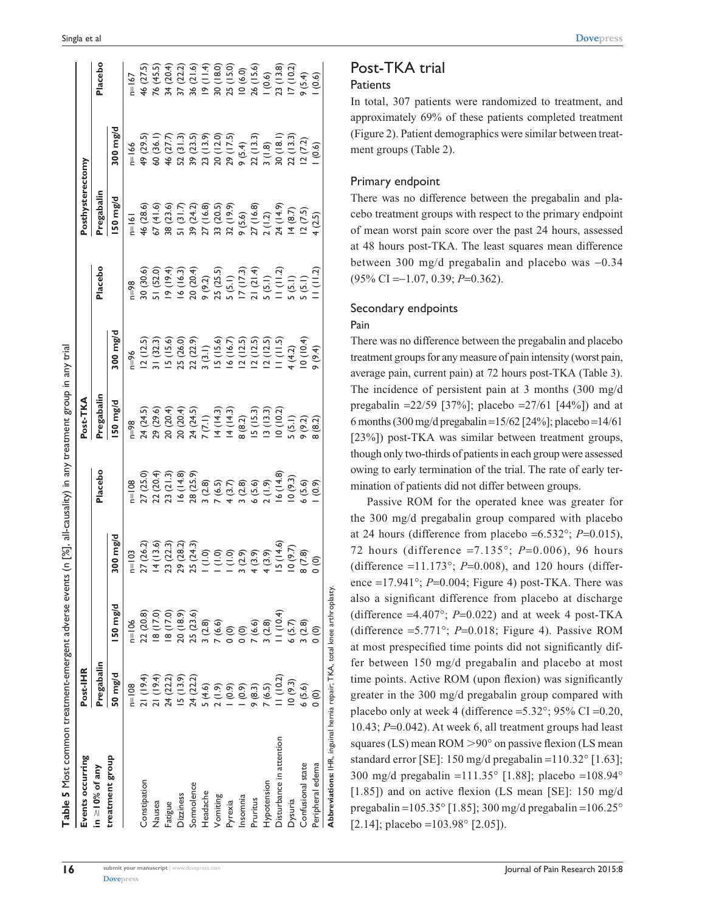**Table 5** Most common treatment-emergent adverse events (n [%], all-causality) in any treatment group in any trial

| Events occurring in ≥10% of any treatment group | Post-IHR | | | Post-TKA | | | Posthysterectomy | | |
|---|---|---|---|---|---|---|---|---|---|
| | Pregabalin | | Placebo | Pregabalin | | Placebo | Pregabalin | | Placebo |
| | 150 mg/d | 300 mg/d | | 150 mg/d | 300 mg/d | | 150 mg/d | 300 mg/d | |
| | n=108 | n=106 | n=103 | n=108 | n=98 | n=96 | n=98 | n=161 | n=166 | n=167 |
| Constipation | 21 (19.4) | 22 (20.8) | 27 (26.2) | 27 (25.0) | 24 (24.5) | 12 (12.5) | 30 (30.6) | 46 (28.6) | 49 (29.5) | 46 (27.5) |
| Nausea | 21 (19.4) | 18 (17.0) | 14 (13.6) | 22 (20.4) | 29 (29.6) | 31 (32.3) | 51 (52.0) | 67 (41.6) | 60 (36.1) | 76 (45.5) |
| Fatigue | 24 (22.2) | 18 (17.0) | 23 (22.3) | 23 (21.3) | 20 (20.4) | 15 (15.6) | 19 (19.4) | 38 (23.6) | 46 (27.7) | 34 (20.4) |
| Dizziness | 15 (13.9) | 20 (18.9) | 29 (28.2) | 16 (14.8) | 20 (20.4) | 25 (26.0) | 16 (16.3) | 51 (31.7) | 52 (31.3) | 37 (22.2) |
| Somnolence | 24 (22.2) | 25 (23.6) | 25 (24.3) | 28 (25.9) | 24 (24.5) | 22 (22.9) | 20 (20.4) | 39 (24.2) | 39 (23.5) | 36 (21.6) |
| Headache | 5 (4.6) | 3 (2.8) | 1 (1.0) | 3 (2.8) | 7 (7.1) | 3 (3.1) | 9 (9.2) | 27 (16.8) | 23 (13.9) | 19 (11.4) |
| Vomiting | 2 (1.9) | 7 (6.6) | 1 (1.0) | 7 (6.5) | 14 (14.3) | 15 (15.6) | 25 (25.5) | 33 (20.5) | 20 (12.0) | 30 (18.0) |
| Pyrexia | 1 (0.9) | 0 (0) | 1 (1.0) | 4 (3.7) | 14 (14.3) | 16 (16.7) | 5 (5.1) | 32 (19.9) | 29 (17.5) | 25 (15.0) |
| Insomnia | 1 (0.9) | 0 (0) | 3 (2.9) | 3 (2.8) | 8 (8.2) | 12 (12.5) | 17 (17.3) | 9 (5.6) | 9 (5.4) | 10 (6.0) |
| Pruritus | 9 (8.3) | 7 (6.6) | 4 (3.9) | 6 (5.6) | 15 (15.3) | 12 (12.5) | 21 (21.4) | 27 (16.8) | 22 (13.3) | 26 (15.6) |
| Hypotension | 7 (6.5) | 3 (2.8) | 4 (3.9) | 2 (1.9) | 13 (13.3) | 12 (12.5) | 5 (5.1) | 2 (1.2) | 3 (1.8) | 1 (0.6) |
| Disturbance in attention | 11 (10.2) | 11 (10.4) | 15 (14.6) | 16 (14.8) | 10 (10.2) | 11 (11.5) | 11 (11.2) | 24 (14.9) | 30 (18.1) | 23 (13.8) |
| Dysuria | 10 (9.3) | 6 (5.7) | 10 (9.7) | 10 (9.3) | 5 (5.1) | 4 (4.2) | 5 (5.1) | 14 (8.7) | 22 (13.3) | 17 (10.2) |
| Confusional state | 6 (5.6) | 3 (2.8) | 8 (7.8) | 6 (5.6) | 9 (9.2) | 10 (10.4) | 5 (5.1) | 12 (7.5) | 12 (7.2) | 9 (5.4) |
| Peripheral edema | 0 (0) | 0 (0) | 0 (0) | 1 (0.9) | 8 (8.2) | 9 (9.4) | 11 (11.2) | 4 (2.5) | 1 (0.6) | 1 (0.6) |

**Abbreviations:** IHR, inguinal hernia repair; TKA, total knee arthroplasty.

## Post-TKA trial

### Patients

In total, 307 patients were randomized to treatment, and approximately 69% of these patients completed treatment (Figure 2). Patient demographics were similar between treatment groups (Table 2).

### Primary endpoint

There was no difference between the pregabalin and placebo treatment groups with respect to the primary endpoint of mean worst pain score over the past 24 hours, assessed at 48 hours post-TKA. The least squares mean difference between 300 mg/d pregabalin and placebo was −0.34 (95% CI =−1.07, 0.39; $P$=0.362).

### Secondary endpoints

#### Pain

There was no difference between the pregabalin and placebo treatment groups for any measure of pain intensity (worst pain, average pain, current pain) at 72 hours post-TKA (Table 3). The incidence of persistent pain at 3 months (300 mg/d pregabalin =22/59 [37%]; placebo =27/61 [44%]) and at 6 months (300 mg/d pregabalin =15/62 [24%]; placebo =14/61 [23%]) post-TKA was similar between treatment groups, though only two-thirds of patients in each group were assessed owing to early termination of the trial. The rate of early termination of patients did not differ between groups.

Passive ROM for the operated knee was greater for the 300 mg/d pregabalin group compared with placebo at 24 hours (difference from placebo =6.532°; $P$=0.015), 72 hours (difference =7.135°; $P$=0.006), 96 hours (difference =11.173°; $P$=0.008), and 120 hours (difference =17.941°; $P$=0.004; Figure 4) post-TKA. There was also a significant difference from placebo at discharge (difference =4.407°; $P$=0.022) and at week 4 post-TKA (difference =5.771°; $P$=0.018; Figure 4). Passive ROM at most prespecified time points did not significantly differ between 150 mg/d pregabalin and placebo at most time points. Active ROM (upon flexion) was significantly greater in the 300 mg/d pregabalin group compared with placebo only at week 4 (difference =5.32°; 95% CI =0.20, 10.43; $P$=0.042). At week 6, all treatment groups had least squares (LS) mean ROM >90° on passive flexion (LS mean standard error [SE]: 150 mg/d pregabalin =110.32° [1.63]; 300 mg/d pregabalin =111.35° [1.88]; placebo =108.94° [1.85]) and on active flexion (LS mean [SE]: 150 mg/d pregabalin =105.35° [1.85]; 300 mg/d pregabalin =106.25° [2.14]; placebo =103.98° [2.05]).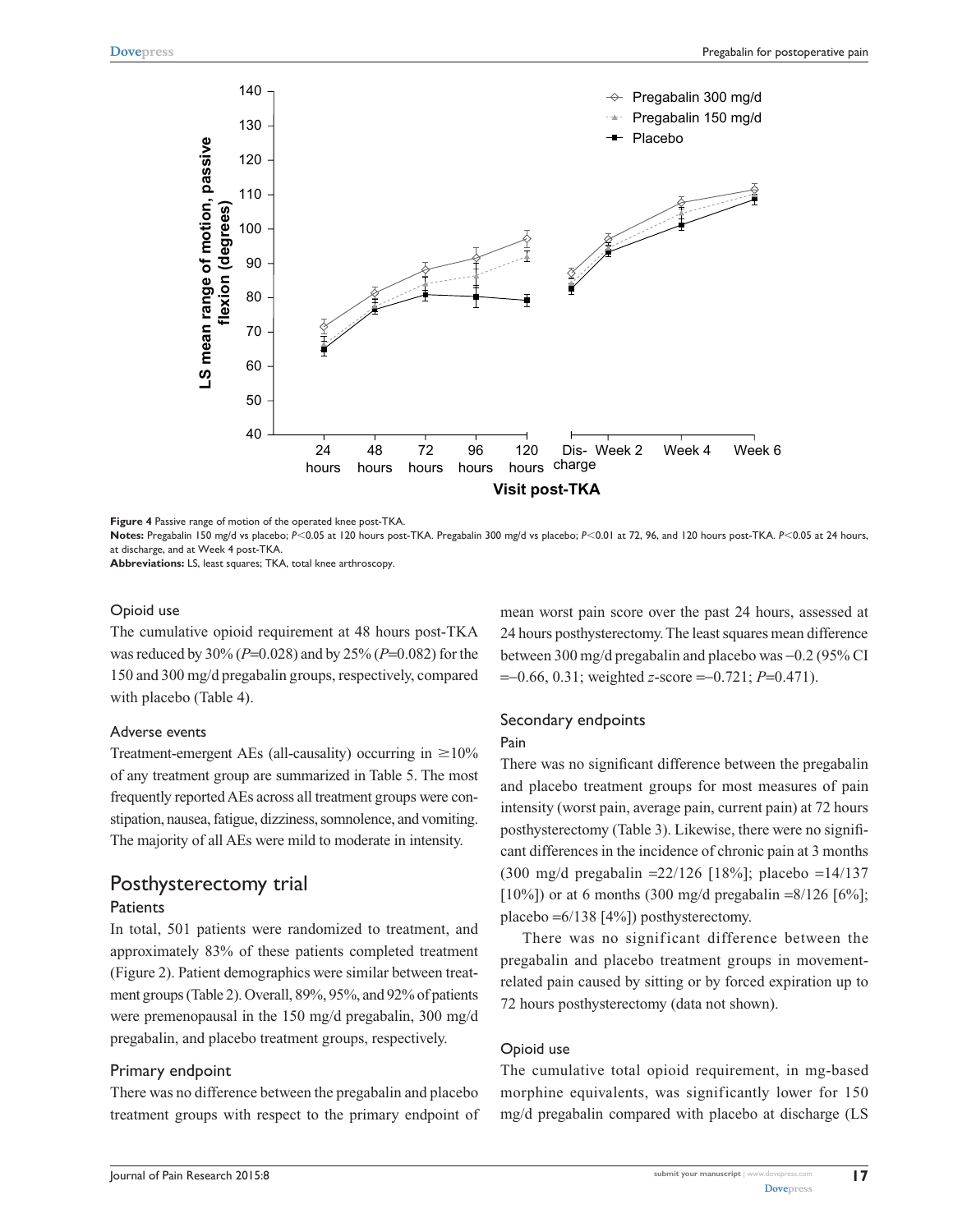**Figure 4** Passive range of motion of the operated knee post-TKA.

**Notes:** Pregabalin 150 mg/d vs placebo; $P<0.05$ at 120 hours post-TKA. Pregabalin 300 mg/d vs placebo; $P<0.01$ at 72, 96, and 120 hours post-TKA. $P<0.05$ at 24 hours, at discharge, and at Week 4 post-TKA.

**Abbreviations:** LS, least squares; TKA, total knee arthroscopy.

### Opioid use

The cumulative opioid requirement at 48 hours post-TKA was reduced by 30% ($P$=0.028) and by 25% ($P$=0.082) for the 150 and 300 mg/d pregabalin groups, respectively, compared with placebo (Table 4).

### Adverse events

Treatment-emergent AEs (all-causality) occurring in ≥10% of any treatment group are summarized in Table 5. The most frequently reported AEs across all treatment groups were constipation, nausea, fatigue, dizziness, somnolence, and vomiting. The majority of all AEs were mild to moderate in intensity.

## Posthysterectomy trial

### Patients

In total, 501 patients were randomized to treatment, and approximately 83% of these patients completed treatment (Figure 2). Patient demographics were similar between treatment groups (Table 2). Overall, 89%, 95%, and 92% of patients were premenopausal in the 150 mg/d pregabalin, 300 mg/d pregabalin, and placebo treatment groups, respectively.

### Primary endpoint

There was no difference between the pregabalin and placebo treatment groups with respect to the primary endpoint of mean worst pain score over the past 24 hours, assessed at 24 hours posthysterectomy. The least squares mean difference between 300 mg/d pregabalin and placebo was −0.2 (95% CI =−0.66, 0.31; weighted $z$-score =−0.721; $P$=0.471).

### Secondary endpoints

#### Pain

There was no significant difference between the pregabalin and placebo treatment groups for most measures of pain intensity (worst pain, average pain, current pain) at 72 hours posthysterectomy (Table 3). Likewise, there were no significant differences in the incidence of chronic pain at 3 months (300 mg/d pregabalin =22/126 [18%]; placebo =14/137 [10%]) or at 6 months (300 mg/d pregabalin =8/126 [6%]; placebo =6/138 [4%]) posthysterectomy.

There was no significant difference between the pregabalin and placebo treatment groups in movement-related pain caused by sitting or by forced expiration up to 72 hours posthysterectomy (data not shown).

#### Opioid use

The cumulative total opioid requirement, in mg-based morphine equivalents, was significantly lower for 150 mg/d pregabalin compared with placebo at discharge (LS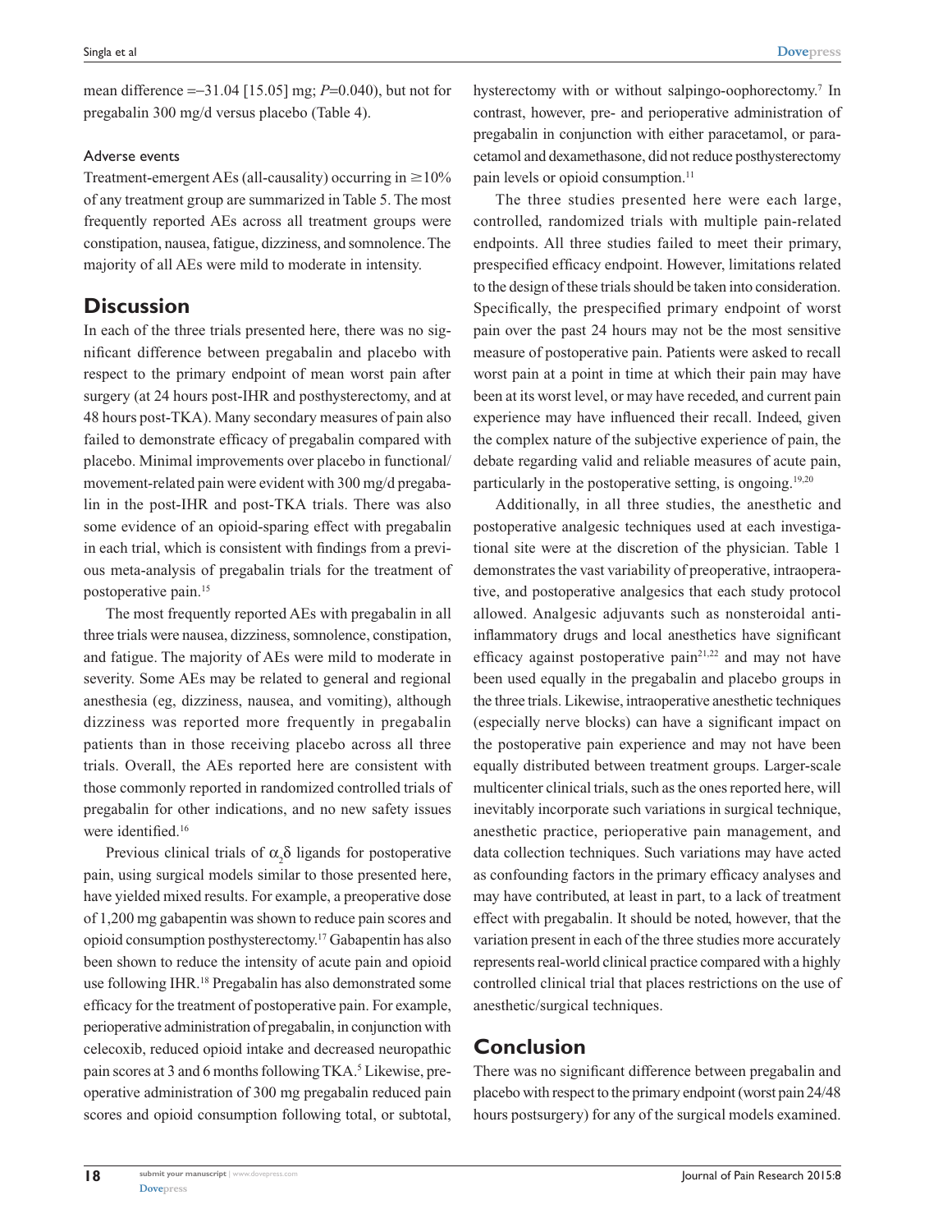mean difference =−31.04 [15.05] mg; $P$=0.040), but not for pregabalin 300 mg/d versus placebo (Table 4).

### Adverse events

Treatment-emergent AEs (all-causality) occurring in ≥10% of any treatment group are summarized in Table 5. The most frequently reported AEs across all treatment groups were constipation, nausea, fatigue, dizziness, and somnolence. The majority of all AEs were mild to moderate in intensity.

## Discussion

In each of the three trials presented here, there was no significant difference between pregabalin and placebo with respect to the primary endpoint of mean worst pain after surgery (at 24 hours post-IHR and posthysterectomy, and at 48 hours post-TKA). Many secondary measures of pain also failed to demonstrate efficacy of pregabalin compared with placebo. Minimal improvements over placebo in functional/movement-related pain were evident with 300 mg/d pregabalin in the post-IHR and post-TKA trials. There was also some evidence of an opioid-sparing effect with pregabalin in each trial, which is consistent with findings from a previous meta-analysis of pregabalin trials for the treatment of postoperative pain.[15]

The most frequently reported AEs with pregabalin in all three trials were nausea, dizziness, somnolence, constipation, and fatigue. The majority of AEs were mild to moderate in severity. Some AEs may be related to general and regional anesthesia (eg, dizziness, nausea, and vomiting), although dizziness was reported more frequently in pregabalin patients than in those receiving placebo across all three trials. Overall, the AEs reported here are consistent with those commonly reported in randomized controlled trials of pregabalin for other indications, and no new safety issues were identified.[16]

Previous clinical trials of $\alpha_2\delta$ ligands for postoperative pain, using surgical models similar to those presented here, have yielded mixed results. For example, a preoperative dose of 1,200 mg gabapentin was shown to reduce pain scores and opioid consumption posthysterectomy.[17] Gabapentin has also been shown to reduce the intensity of acute pain and opioid use following IHR.[18] Pregabalin has also demonstrated some efficacy for the treatment of postoperative pain. For example, perioperative administration of pregabalin, in conjunction with celecoxib, reduced opioid intake and decreased neuropathic pain scores at 3 and 6 months following TKA.[5] Likewise, preoperative administration of 300 mg pregabalin reduced pain scores and opioid consumption following total, or subtotal, hysterectomy with or without salpingo-oophorectomy.[7] In contrast, however, pre- and perioperative administration of pregabalin in conjunction with either paracetamol, or paracetamol and dexamethasone, did not reduce posthysterectomy pain levels or opioid consumption.[11]

The three studies presented here were each large, controlled, randomized trials with multiple pain-related endpoints. All three studies failed to meet their primary, prespecified efficacy endpoint. However, limitations related to the design of these trials should be taken into consideration. Specifically, the prespecified primary endpoint of worst pain over the past 24 hours may not be the most sensitive measure of postoperative pain. Patients were asked to recall worst pain at a point in time at which their pain may have been at its worst level, or may have receded, and current pain experience may have influenced their recall. Indeed, given the complex nature of the subjective experience of pain, the debate regarding valid and reliable measures of acute pain, particularly in the postoperative setting, is ongoing.[19,20]

Additionally, in all three studies, the anesthetic and postoperative analgesic techniques used at each investigational site were at the discretion of the physician. Table 1 demonstrates the vast variability of preoperative, intraoperative, and postoperative analgesics that each study protocol allowed. Analgesic adjuvants such as nonsteroidal anti-inflammatory drugs and local anesthetics have significant efficacy against postoperative pain[21,22] and may not have been used equally in the pregabalin and placebo groups in the three trials. Likewise, intraoperative anesthetic techniques (especially nerve blocks) can have a significant impact on the postoperative pain experience and may not have been equally distributed between treatment groups. Larger-scale multicenter clinical trials, such as the ones reported here, will inevitably incorporate such variations in surgical technique, anesthetic practice, perioperative pain management, and data collection techniques. Such variations may have acted as confounding factors in the primary efficacy analyses and may have contributed, at least in part, to a lack of treatment effect with pregabalin. It should be noted, however, that the variation present in each of the three studies more accurately represents real-world clinical practice compared with a highly controlled clinical trial that places restrictions on the use of anesthetic/surgical techniques.

## Conclusion

There was no significant difference between pregabalin and placebo with respect to the primary endpoint (worst pain 24/48 hours postsurgery) for any of the surgical models examined.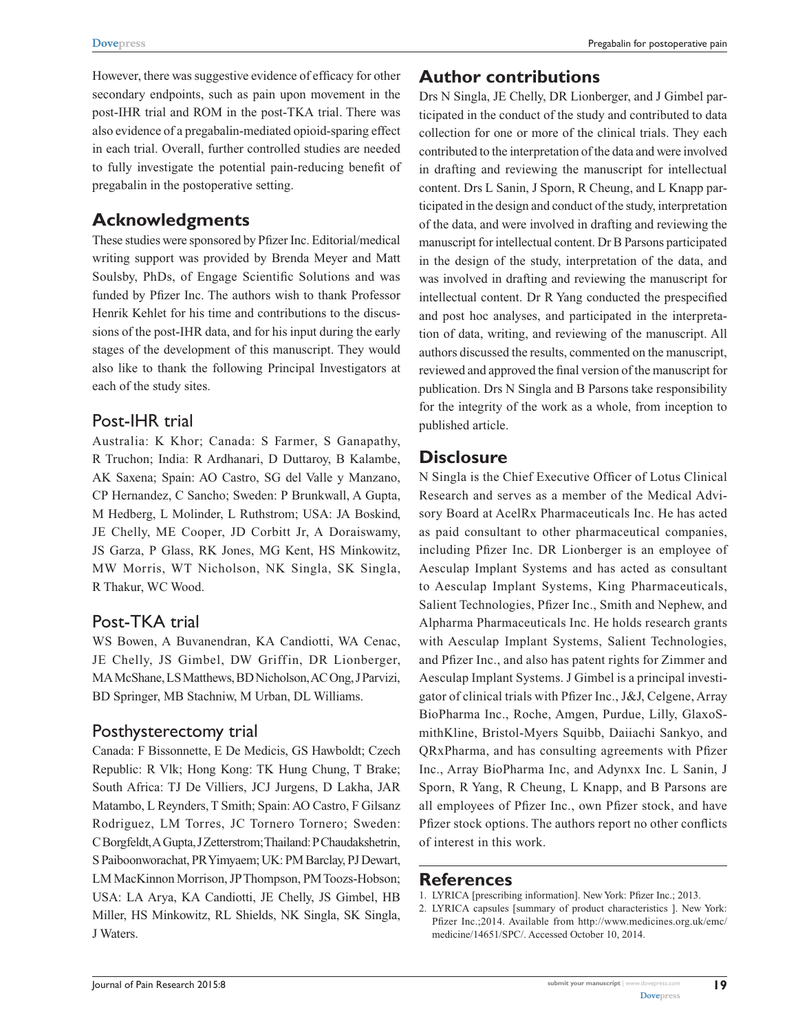However, there was suggestive evidence of efficacy for other secondary endpoints, such as pain upon movement in the post-IHR trial and ROM in the post-TKA trial. There was also evidence of a pregabalin-mediated opioid-sparing effect in each trial. Overall, further controlled studies are needed to fully investigate the potential pain-reducing benefit of pregabalin in the postoperative setting.

## Acknowledgments

These studies were sponsored by Pfizer Inc. Editorial/medical writing support was provided by Brenda Meyer and Matt Soulsby, PhDs, of Engage Scientific Solutions and was funded by Pfizer Inc. The authors wish to thank Professor Henrik Kehlet for his time and contributions to the discussions of the post-IHR data, and for his input during the early stages of the development of this manuscript. They would also like to thank the following Principal Investigators at each of the study sites.

### Post-IHR trial

Australia: K Khor; Canada: S Farmer, S Ganapathy, R Truchon; India: R Ardhanari, D Duttaroy, B Kalambe, AK Saxena; Spain: AO Castro, SG del Valle y Manzano, CP Hernandez, C Sancho; Sweden: P Brunkwall, A Gupta, M Hedberg, L Molinder, L Ruthstrom; USA: JA Boskind, JE Chelly, ME Cooper, JD Corbitt Jr, A Doraiswamy, JS Garza, P Glass, RK Jones, MG Kent, HS Minkowitz, MW Morris, WT Nicholson, NK Singla, SK Singla, R Thakur, WC Wood.

### Post-TKA trial

WS Bowen, A Buvanendran, KA Candiotti, WA Cenac, JE Chelly, JS Gimbel, DW Griffin, DR Lionberger, MA McShane, LS Matthews, BD Nicholson, AC Ong, J Parvizi, BD Springer, MB Stachniw, M Urban, DL Williams.

### Posthysterectomy trial

Canada: F Bissonnette, E De Medicis, GS Hawboldt; Czech Republic: R Vlk; Hong Kong: TK Hung Chung, T Brake; South Africa: TJ De Villiers, JCJ Jurgens, D Lakha, JAR Matambo, L Reynders, T Smith; Spain: AO Castro, F Gilsanz Rodriguez, LM Torres, JC Tornero Tornero; Sweden: C Borgfeldt, A Gupta, J Zetterstrom; Thailand: P Chaudakshetrin, S Paiboonworachat, PR Yimyaem; UK: PM Barclay, PJ Dewart, LM MacKinnon Morrison, JP Thompson, PM Toozs-Hobson; USA: LA Arya, KA Candiotti, JE Chelly, JS Gimbel, HB Miller, HS Minkowitz, RL Shields, NK Singla, SK Singla, J Waters.

## Author contributions

Drs N Singla, JE Chelly, DR Lionberger, and J Gimbel participated in the conduct of the study and contributed to data collection for one or more of the clinical trials. They each contributed to the interpretation of the data and were involved in drafting and reviewing the manuscript for intellectual content. Drs L Sanin, J Sporn, R Cheung, and L Knapp participated in the design and conduct of the study, interpretation of the data, and were involved in drafting and reviewing the manuscript for intellectual content. Dr B Parsons participated in the design of the study, interpretation of the data, and was involved in drafting and reviewing the manuscript for intellectual content. Dr R Yang conducted the prespecified and post hoc analyses, and participated in the interpretation of data, writing, and reviewing of the manuscript. All authors discussed the results, commented on the manuscript, reviewed and approved the final version of the manuscript for publication. Drs N Singla and B Parsons take responsibility for the integrity of the work as a whole, from inception to published article.

## Disclosure

N Singla is the Chief Executive Officer of Lotus Clinical Research and serves as a member of the Medical Advisory Board at AcelRx Pharmaceuticals Inc. He has acted as paid consultant to other pharmaceutical companies, including Pfizer Inc. DR Lionberger is an employee of Aesculap Implant Systems and has acted as consultant to Aesculap Implant Systems, King Pharmaceuticals, Salient Technologies, Pfizer Inc., Smith and Nephew, and Alpharma Pharmaceuticals Inc. He holds research grants with Aesculap Implant Systems, Salient Technologies, and Pfizer Inc., and also has patent rights for Zimmer and Aesculap Implant Systems. J Gimbel is a principal investigator of clinical trials with Pfizer Inc., J&J, Celgene, Array BioPharma Inc., Roche, Amgen, Purdue, Lilly, GlaxoSmithKline, Bristol-Myers Squibb, Daiiachi Sankyo, and QRxPharma, and has consulting agreements with Pfizer Inc., Array BioPharma Inc, and Adynxx Inc. L Sanin, J Sporn, R Yang, R Cheung, L Knapp, and B Parsons are all employees of Pfizer Inc., own Pfizer stock, and have Pfizer stock options. The authors report no other conflicts of interest in this work.

## References

1. LYRICA [prescribing information]. New York: Pfizer Inc.; 2013.
2. LYRICA capsules [summary of product characteristics ]. New York: Pfizer Inc.;2014. Available from http://www.medicines.org.uk/emc/medicine/14651/SPC/. Accessed October 10, 2014.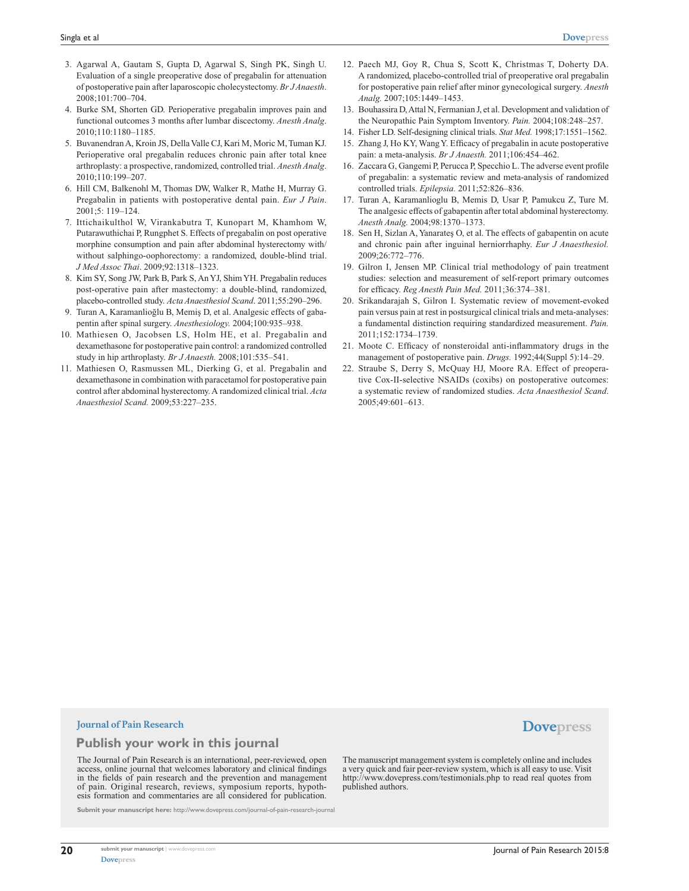3. Agarwal A, Gautam S, Gupta D, Agarwal S, Singh PK, Singh U. Evaluation of a single preoperative dose of pregabalin for attenuation of postoperative pain after laparoscopic cholecystectomy. *Br J Anaesth*. 2008;101:700–704.
4. Burke SM, Shorten GD. Perioperative pregabalin improves pain and functional outcomes 3 months after lumbar discectomy. *Anesth Analg*. 2010;110:1180–1185.
5. Buvanendran A, Kroin JS, Della Valle CJ, Kari M, Moric M, Tuman KJ. Perioperative oral pregabalin reduces chronic pain after total knee arthroplasty: a prospective, randomized, controlled trial. *Anesth Analg*. 2010;110:199–207.
6. Hill CM, Balkenohl M, Thomas DW, Walker R, Mathe H, Murray G. Pregabalin in patients with postoperative dental pain. *Eur J Pain*. 2001;5: 119–124.
7. Ittichaikulthol W, Virankabutra T, Kunopart M, Khamhom W, Putarawuthichai P, Rungphet S. Effects of pregabalin on post operative morphine consumption and pain after abdominal hysterectomy with/without salphingo-oophorectomy: a randomized, double-blind trial. *J Med Assoc Thai*. 2009;92:1318–1323.
8. Kim SY, Song JW, Park B, Park S, An YJ, Shim YH. Pregabalin reduces post-operative pain after mastectomy: a double-blind, randomized, placebo-controlled study. *Acta Anaesthesiol Scand*. 2011;55:290–296.
9. Turan A, Karamanlioğlu B, Memiş D, et al. Analgesic effects of gabapentin after spinal surgery. *Anesthesiology.* 2004;100:935–938.
10. Mathiesen O, Jacobsen LS, Holm HE, et al. Pregabalin and dexamethasone for postoperative pain control: a randomized controlled study in hip arthroplasty. *Br J Anaesth.* 2008;101:535–541.
11. Mathiesen O, Rasmussen ML, Dierking G, et al. Pregabalin and dexamethasone in combination with paracetamol for postoperative pain control after abdominal hysterectomy. A randomized clinical trial. *Acta Anaesthesiol Scand.* 2009;53:227–235.
12. Paech MJ, Goy R, Chua S, Scott K, Christmas T, Doherty DA. A randomized, placebo-controlled trial of preoperative oral pregabalin for postoperative pain relief after minor gynecological surgery. *Anesth Analg.* 2007;105:1449–1453.
13. Bouhassira D, Attal N, Fermanian J, et al. Development and validation of the Neuropathic Pain Symptom Inventory. *Pain.* 2004;108:248–257.
14. Fisher LD. Self-designing clinical trials. *Stat Med.* 1998;17:1551–1562.
15. Zhang J, Ho KY, Wang Y. Efficacy of pregabalin in acute postoperative pain: a meta-analysis. *Br J Anaesth.* 2011;106:454–462.
16. Zaccara G, Gangemi P, Perucca P, Specchio L. The adverse event profile of pregabalin: a systematic review and meta-analysis of randomized controlled trials. *Epilepsia.* 2011;52:826–836.
17. Turan A, Karamanlioglu B, Memis D, Usar P, Pamukcu Z, Ture M. The analgesic effects of gabapentin after total abdominal hysterectomy. *Anesth Analg.* 2004;98:1370–1373.
18. Sen H, Sizlan A, Yanarateş O, et al. The effects of gabapentin on acute and chronic pain after inguinal herniorrhaphy. *Eur J Anaesthesiol.* 2009;26:772–776.
19. Gilron I, Jensen MP. Clinical trial methodology of pain treatment studies: selection and measurement of self-report primary outcomes for efficacy. *Reg Anesth Pain Med.* 2011;36:374–381.
20. Srikandarajah S, Gilron I. Systematic review of movement-evoked pain versus pain at rest in postsurgical clinical trials and meta-analyses: a fundamental distinction requiring standardized measurement. *Pain.* 2011;152:1734–1739.
21. Moote C. Efficacy of nonsteroidal anti-inflammatory drugs in the management of postoperative pain. *Drugs.* 1992;44(Suppl 5):14–29.
22. Straube S, Derry S, McQuay HJ, Moore RA. Effect of preoperative Cox-II-selective NSAIDs (coxibs) on postoperative outcomes: a systematic review of randomized studies. *Acta Anaesthesiol Scand*. 2005;49:601–613.

**Journal of Pain Research**

**Dovepress**

## Publish your work in this journal

The Journal of Pain Research is an international, peer-reviewed, open access, online journal that welcomes laboratory and clinical findings in the fields of pain research and the prevention and management of pain. Original research, reviews, symposium reports, hypothesis formation and commentaries are all considered for publication.

The manuscript management system is completely online and includes a very quick and fair peer-review system, which is all easy to use. Visit http://www.dovepress.com/testimonials.php to read real quotes from published authors.

**Submit your manuscript here:** http://www.dovepress.com/journal-of-pain-research-journal